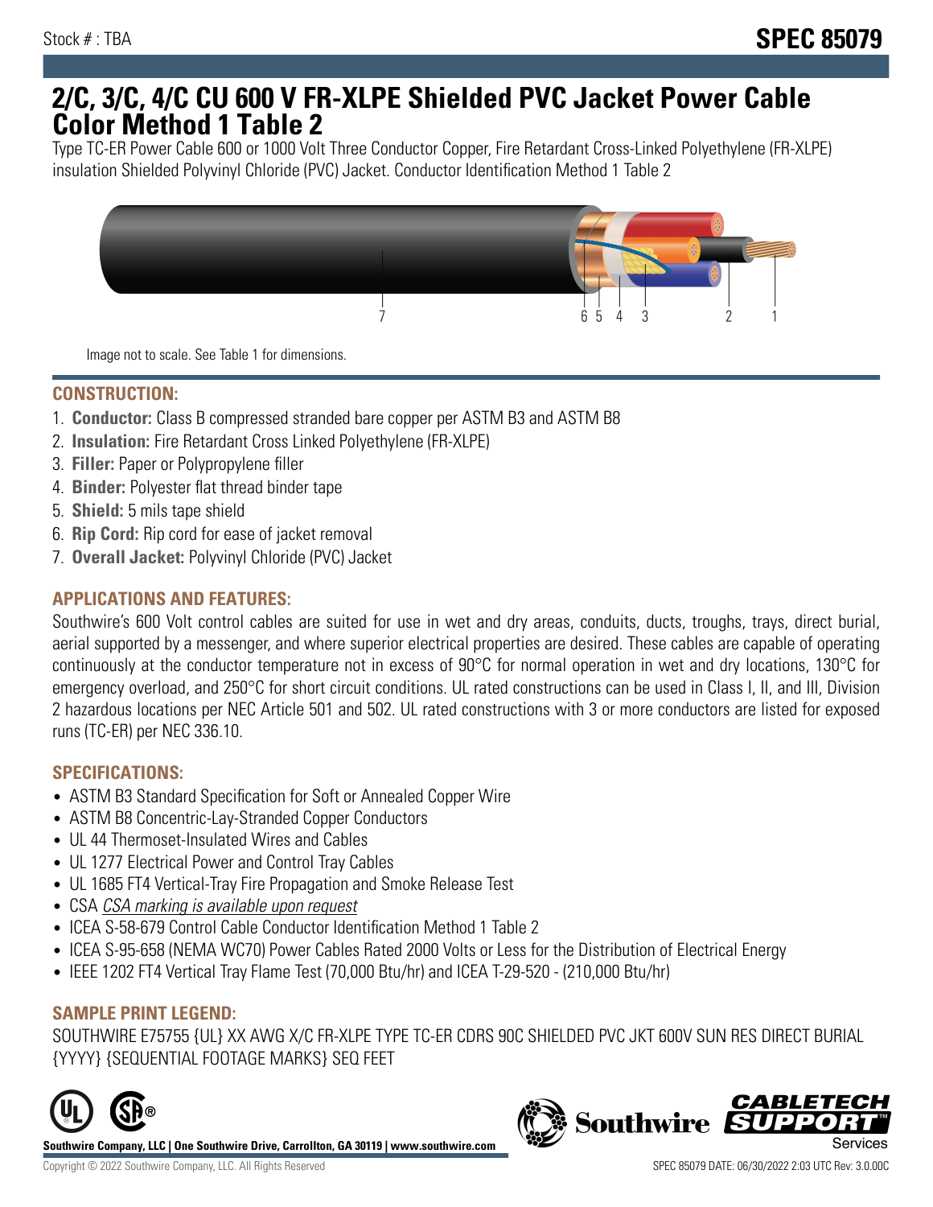Stock # : TBA

**SPEC 85079**

# 2/C, 3/C, 4/C CU 600 V FR-XLPE Shielded PVC Jacket Power Cable Color Method 1 Table 2

Type TC-ER Power Cable 600 or 1000 Volt Three Conductor Copper, Fire Retardant Cross-Linked Polyethylene (FR-XLPE) insulation Shielded Polyvinyl Chloride (PVC) Jacket. Conductor Identification Method 1 Table 2

Image not to scale. See Table 1 for dimensions.

## CONSTRUCTION:

1. **Conductor:** Class B compressed stranded bare copper per ASTM B3 and ASTM B8
2. **Insulation:** Fire Retardant Cross Linked Polyethylene (FR-XLPE)
3. **Filler:** Paper or Polypropylene filler
4. **Binder:** Polyester flat thread binder tape
5. **Shield:** 5 mils tape shield
6. **Rip Cord:** Rip cord for ease of jacket removal
7. **Overall Jacket:** Polyvinyl Chloride (PVC) Jacket

## APPLICATIONS AND FEATURES:

Southwire's 600 Volt control cables are suited for use in wet and dry areas, conduits, ducts, troughs, trays, direct burial, aerial supported by a messenger, and where superior electrical properties are desired. These cables are capable of operating continuously at the conductor temperature not in excess of 90°C for normal operation in wet and dry locations, 130°C for emergency overload, and 250°C for short circuit conditions. UL rated constructions can be used in Class I, II, and III, Division 2 hazardous locations per NEC Article 501 and 502. UL rated constructions with 3 or more conductors are listed for exposed runs (TC-ER) per NEC 336.10.

## SPECIFICATIONS:

- ASTM B3 Standard Specification for Soft or Annealed Copper Wire
- ASTM B8 Concentric-Lay-Stranded Copper Conductors
- UL 44 Thermoset-Insulated Wires and Cables
- UL 1277 Electrical Power and Control Tray Cables
- UL 1685 FT4 Vertical-Tray Fire Propagation and Smoke Release Test
- CSA *CSA marking is available upon request*
- ICEA S-58-679 Control Cable Conductor Identification Method 1 Table 2
- ICEA S-95-658 (NEMA WC70) Power Cables Rated 2000 Volts or Less for the Distribution of Electrical Energy
- IEEE 1202 FT4 Vertical Tray Flame Test (70,000 Btu/hr) and ICEA T-29-520 - (210,000 Btu/hr)

## SAMPLE PRINT LEGEND:

SOUTHWIRE E75755 {UL} XX AWG X/C FR-XLPE TYPE TC-ER CDRS 90C SHIELDED PVC JKT 600V SUN RES DIRECT BURIAL {YYYY} {SEQUENTIAL FOOTAGE MARKS} SEQ FEET

**Southwire Company, LLC | One Southwire Drive, Carrollton, GA 30119 | www.southwire.com**

Copyright © 2022 Southwire Company, LLC. All Rights Reserved

SPEC 85079 DATE: 06/30/2022 2:03 UTC Rev: 3.0.00C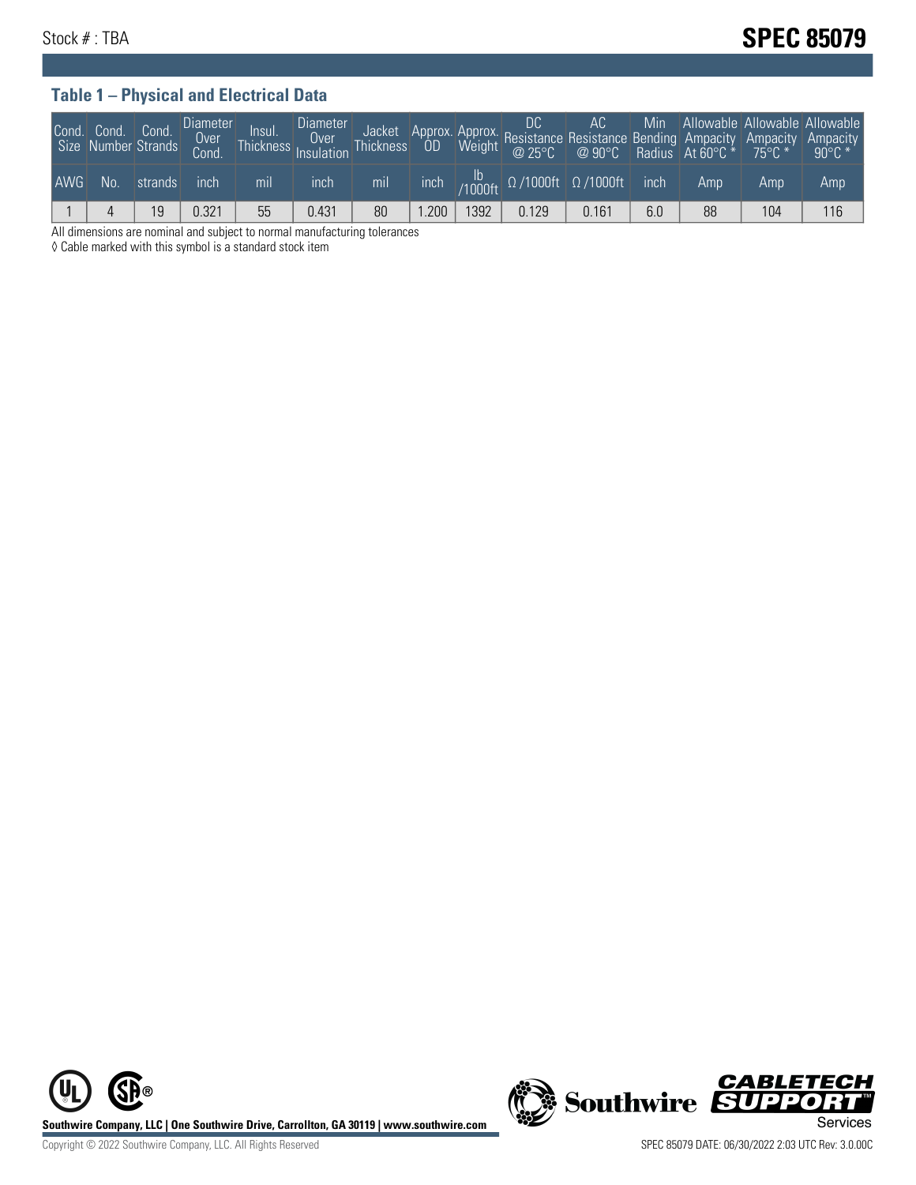### Table 1 – Physical and Electrical Data

| Cond. Size | Cond. Number | Cond. Strands | Diameter Over Cond. | Insul. Thickness | Diameter Over Insulation | Jacket Thickness | Approx. OD | Approx. Weight | DC Resistance @ 25°C | AC Resistance @ 90°C | Min Bending Radius | Allowable Ampacity At 60°C * | Allowable Ampacity 75°C * | Allowable Ampacity 90°C * |
|---|---|---|---|---|---|---|---|---|---|---|---|---|---|---|
| AWG | No. | strands | inch | mil | inch | mil | inch | lb /1000ft | Ω /1000ft | Ω /1000ft | inch | Amp | Amp | Amp |
| 1 | 4 | 19 | 0.321 | 55 | 0.431 | 80 | 1.200 | 1392 | 0.129 | 0.161 | 6.0 | 88 | 104 | 116 |

All dimensions are nominal and subject to normal manufacturing tolerances

◊ Cable marked with this symbol is a standard stock item

Southwire Company, LLC | One Southwire Drive, Carrollton, GA 30119 | www.southwire.com

Copyright © 2022 Southwire Company, LLC. All Rights Reserved